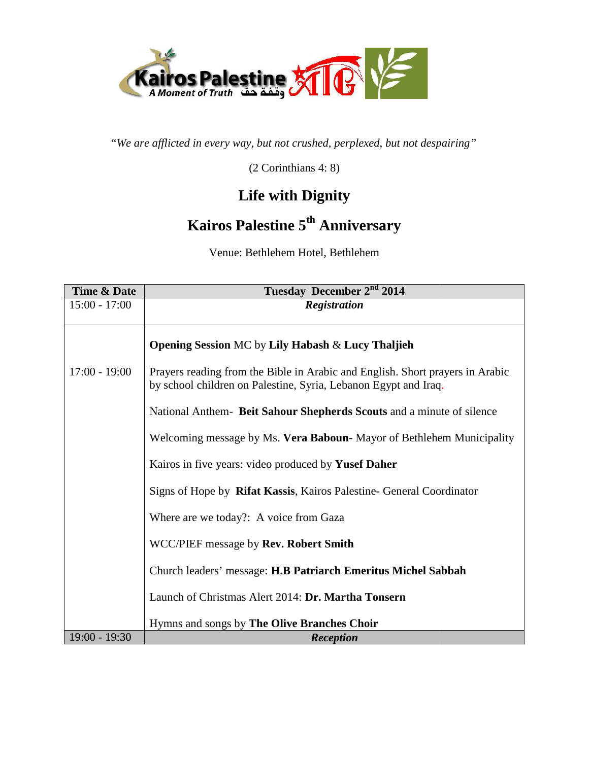Kairos Palestine
A Moment of Truth وقفة حق

*"We are afflicted in every way, but not crushed, perplexed, but not despairing"*

(2 Corinthians 4: 8)

# Life with Dignity

# Kairos Palestine 5th Anniversary

Venue: Bethlehem Hotel, Bethlehem

| Time & Date | Tuesday December 2nd 2014 |
|---|---|
| 15:00 - 17:00 | ***Registration*** |
| 17:00 - 19:00 | **Opening Session** MC by **Lily Habash** & **Lucy Thaljieh**<br><br>Prayers reading from the Bible in Arabic and English. Short prayers in Arabic by school children on Palestine, Syria, Lebanon Egypt and Iraq.<br><br>National Anthem- **Beit Sahour Shepherds Scouts** and a minute of silence<br><br>Welcoming message by Ms. **Vera Baboun**- Mayor of Bethlehem Municipality<br><br>Kairos in five years: video produced by **Yusef Daher**<br><br>Signs of Hope by **Rifat Kassis**, Kairos Palestine- General Coordinator<br><br>Where are we today?: A voice from Gaza<br><br>WCC/PIEF message by **Rev. Robert Smith**<br><br>Church leaders' message: **H.B Patriarch Emeritus Michel Sabbah**<br><br>Launch of Christmas Alert 2014: **Dr. Martha Tonsern**<br><br>Hymns and songs by **The Olive Branches Choir** |
| 19:00 - 19:30 | ***Reception*** |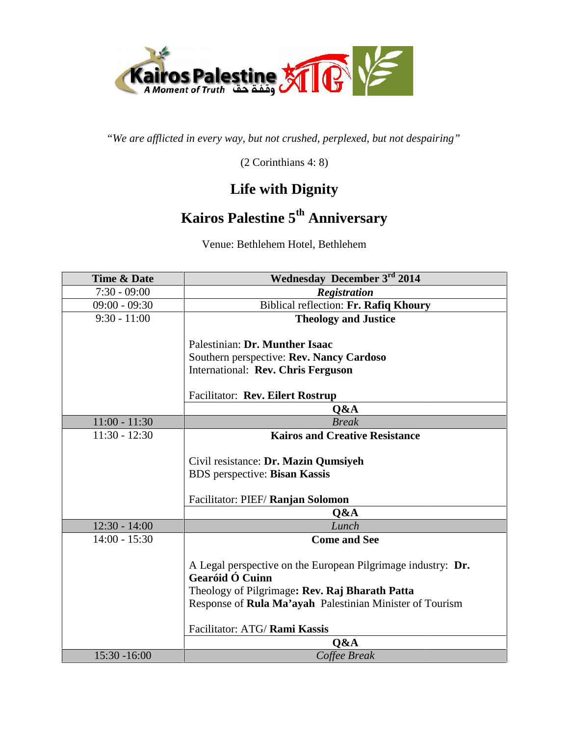*"We are afflicted in every way, but not crushed, perplexed, but not despairing"*

(2 Corinthians 4: 8)

## Life with Dignity

## Kairos Palestine 5th Anniversary

Venue: Bethlehem Hotel, Bethlehem

| Time & Date | Wednesday December 3rd 2014 |
|---|---|
| 7:30 - 09:00 | ***Registration*** |
| 09:00 - 09:30 | Biblical reflection: **Fr. Rafiq Khoury** |
| 9:30 - 11:00 | **Theology and Justice**<br><br>Palestinian: **Dr. Munther Isaac**<br>Southern perspective: **Rev. Nancy Cardoso**<br>International: **Rev. Chris Ferguson**<br><br>Facilitator: **Rev. Eilert Rostrup** |
| | **Q&A** |
| 11:00 - 11:30 | *Break* |
| 11:30 - 12:30 | **Kairos and Creative Resistance**<br><br>Civil resistance: **Dr. Mazin Qumsiyeh**<br>BDS perspective: **Bisan Kassis**<br><br>Facilitator: PIEF/ **Ranjan Solomon** |
| | **Q&A** |
| 12:30 - 14:00 | *Lunch* |
| 14:00 - 15:30 | **Come and See**<br><br>A Legal perspective on the European Pilgrimage industry: **Dr. Gearóid Ó Cuinn**<br>Theology of Pilgrimage**: Rev. Raj Bharath Patta**<br>Response of **Rula Ma'ayah** Palestinian Minister of Tourism<br><br>Facilitator: ATG/ **Rami Kassis** |
| | **Q&A** |
| 15:30 -16:00 | *Coffee Break* |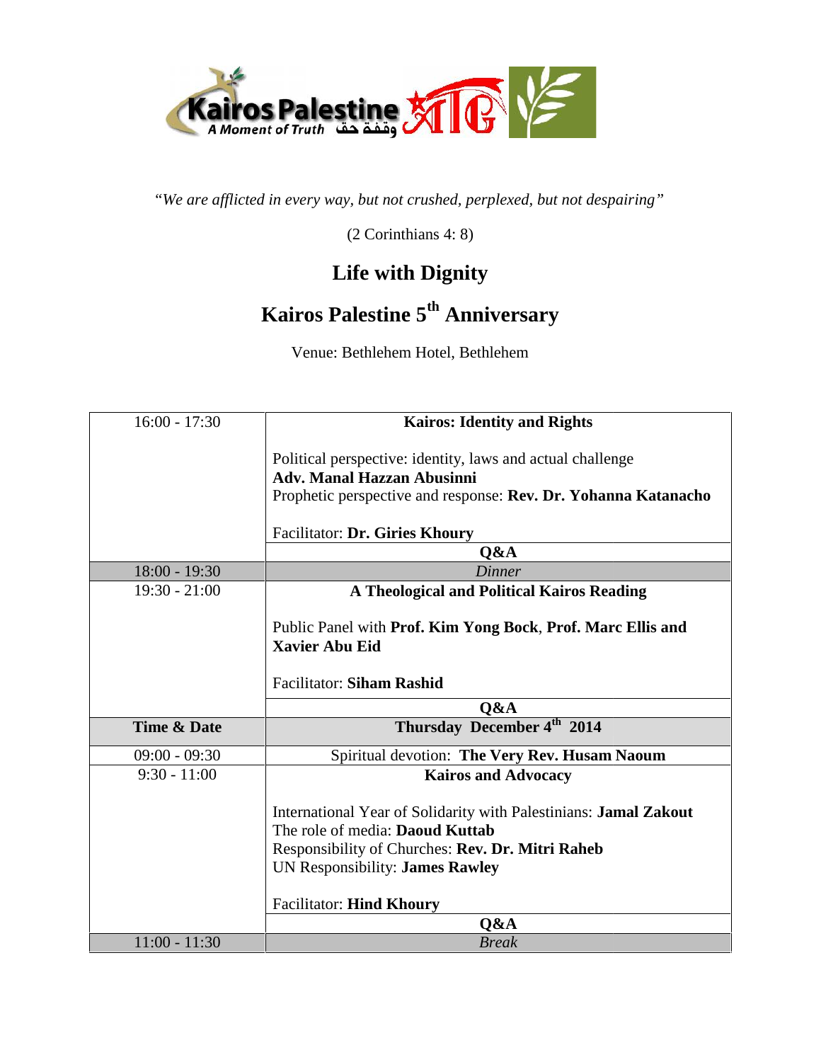Kairos Palestine
A Moment of Truth وقفة حق

*"We are afflicted in every way, but not crushed, perplexed, but not despairing"*

(2 Corinthians 4: 8)

# Life with Dignity

# Kairos Palestine 5th Anniversary

Venue: Bethlehem Hotel, Bethlehem

| | |
|---|---|
| 16:00 - 17:30 | **Kairos: Identity and Rights**<br><br>Political perspective: identity, laws and actual challenge **Adv. Manal Hazzan Abusinni**<br>Prophetic perspective and response: **Rev. Dr. Yohanna Katanacho**<br><br>Facilitator: **Dr. Giries Khoury** |
| | **Q&A** |
| 18:00 - 19:30 | *Dinner* |
| 19:30 - 21:00 | **A Theological and Political Kairos Reading**<br><br>Public Panel with **Prof. Kim Yong Bock**, **Prof. Marc Ellis and Xavier Abu Eid**<br><br>Facilitator: **Siham Rashid** |
| | **Q&A** |
| **Time & Date** | **Thursday December 4th 2014** |
| 09:00 - 09:30 | Spiritual devotion: **The Very Rev. Husam Naoum** |
| 9:30 - 11:00 | **Kairos and Advocacy**<br><br>International Year of Solidarity with Palestinians: **Jamal Zakout**<br>The role of media: **Daoud Kuttab**<br>Responsibility of Churches: **Rev. Dr. Mitri Raheb**<br>UN Responsibility: **James Rawley**<br><br>Facilitator: **Hind Khoury** |
| | **Q&A** |
| 11:00 - 11:30 | *Break* |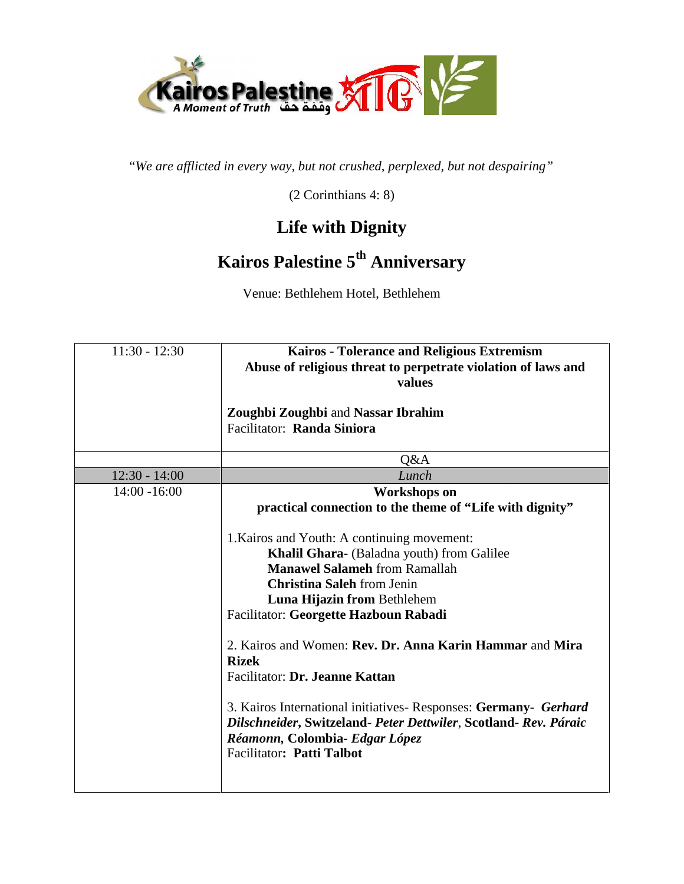*"We are afflicted in every way, but not crushed, perplexed, but not despairing"*

(2 Corinthians 4: 8)

## Life with Dignity

## Kairos Palestine 5th Anniversary

Venue: Bethlehem Hotel, Bethlehem

| | |
|---|---|
| 11:30 - 12:30 | **Kairos - Tolerance and Religious Extremism**<br>**Abuse of religious threat to perpetrate violation of laws and values**<br><br>**Zoughbi Zoughbi** and **Nassar Ibrahim**<br>Facilitator: **Randa Siniora** |
| | Q&A |
| 12:30 - 14:00 | *Lunch* |
| 14:00 -16:00 | **Workshops on**<br>**practical connection to the theme of "Life with dignity"**<br><br>1.Kairos and Youth: A continuing movement:<br>**Khalil Ghara-** (Baladna youth) from Galilee<br>**Manawel Salameh** from Ramallah<br>**Christina Saleh** from Jenin<br>**Luna Hijazin from** Bethlehem<br>Facilitator: **Georgette Hazboun Rabadi**<br><br>2. Kairos and Women: **Rev. Dr. Anna Karin Hammar** and **Mira Rizek**<br>Facilitator: **Dr. Jeanne Kattan**<br><br>3. Kairos International initiatives- Responses: **Germany-** ***Gerhard Dilschneider*, Switzeland**- *Peter Dettwiler*, **Scotland-** ***Rev. Páraic Réamonn*, Colombia-** ***Edgar López***<br>Facilitator**: Patti Talbot** |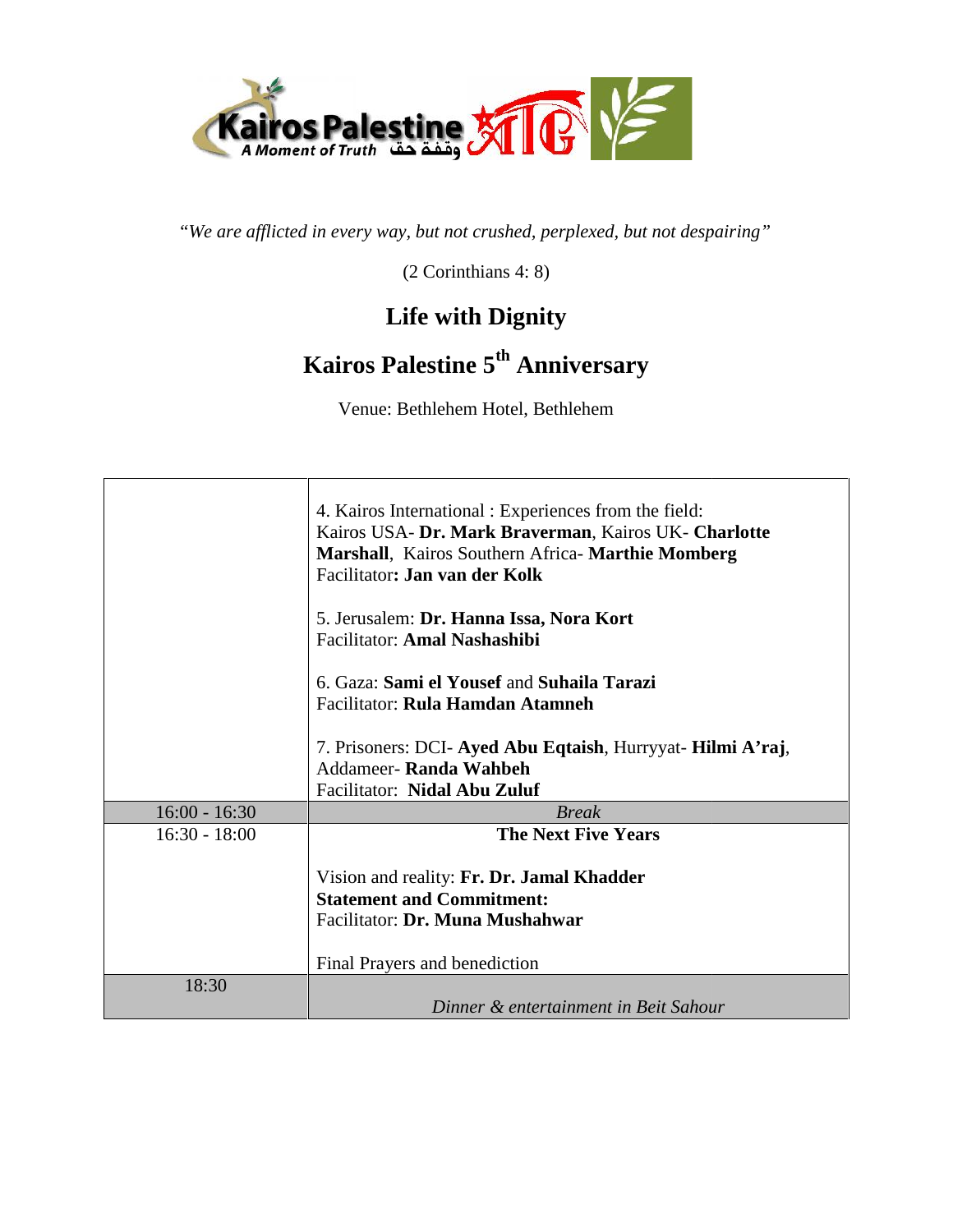*"We are afflicted in every way, but not crushed, perplexed, but not despairing"*

(2 Corinthians 4: 8)

## Life with Dignity

## Kairos Palestine 5th Anniversary

Venue: Bethlehem Hotel, Bethlehem

| | |
|---|---|
| | 4. Kairos International : Experiences from the field: Kairos USA- **Dr. Mark Braverman**, Kairos UK- **Charlotte Marshall**, Kairos Southern Africa- **Marthie Momberg** Facilitator**: Jan van der Kolk**<br><br>5. Jerusalem: **Dr. Hanna Issa, Nora Kort** Facilitator: **Amal Nashashibi**<br><br>6. Gaza: **Sami el Yousef** and **Suhaila Tarazi** Facilitator: **Rula Hamdan Atamneh**<br><br>7. Prisoners: DCI- **Ayed Abu Eqtaish**, Hurryyat- **Hilmi A'raj**, Addameer- **Randa Wahbeh** Facilitator: **Nidal Abu Zuluf** |
| 16:00 - 16:30 | *Break* |
| 16:30 - 18:00 | **The Next Five Years**<br><br>Vision and reality: **Fr. Dr. Jamal Khadder**<br>**Statement and Commitment:**<br>Facilitator: **Dr. Muna Mushahwar**<br><br>Final Prayers and benediction |
| 18:30 | *Dinner & entertainment in Beit Sahour* |